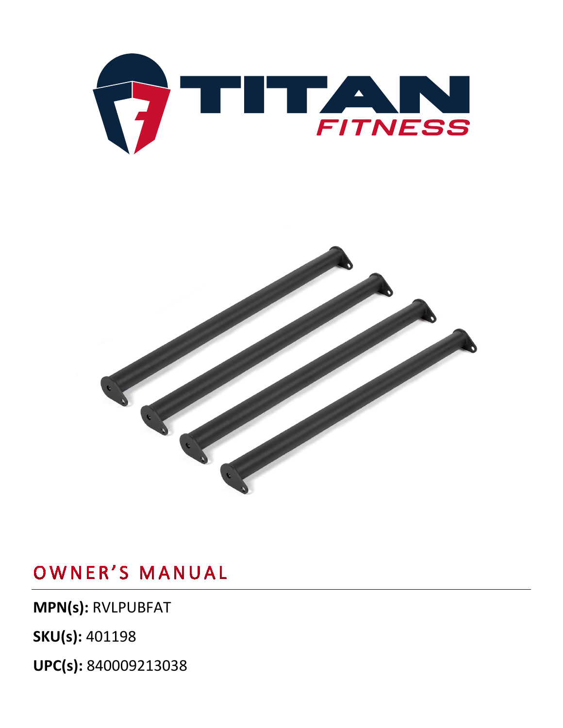TITAN FITNESS

# OWNER'S MANUAL

**MPN(s):** RVLPUBFAT

**SKU(s):** 401198

**UPC(s):** 840009213038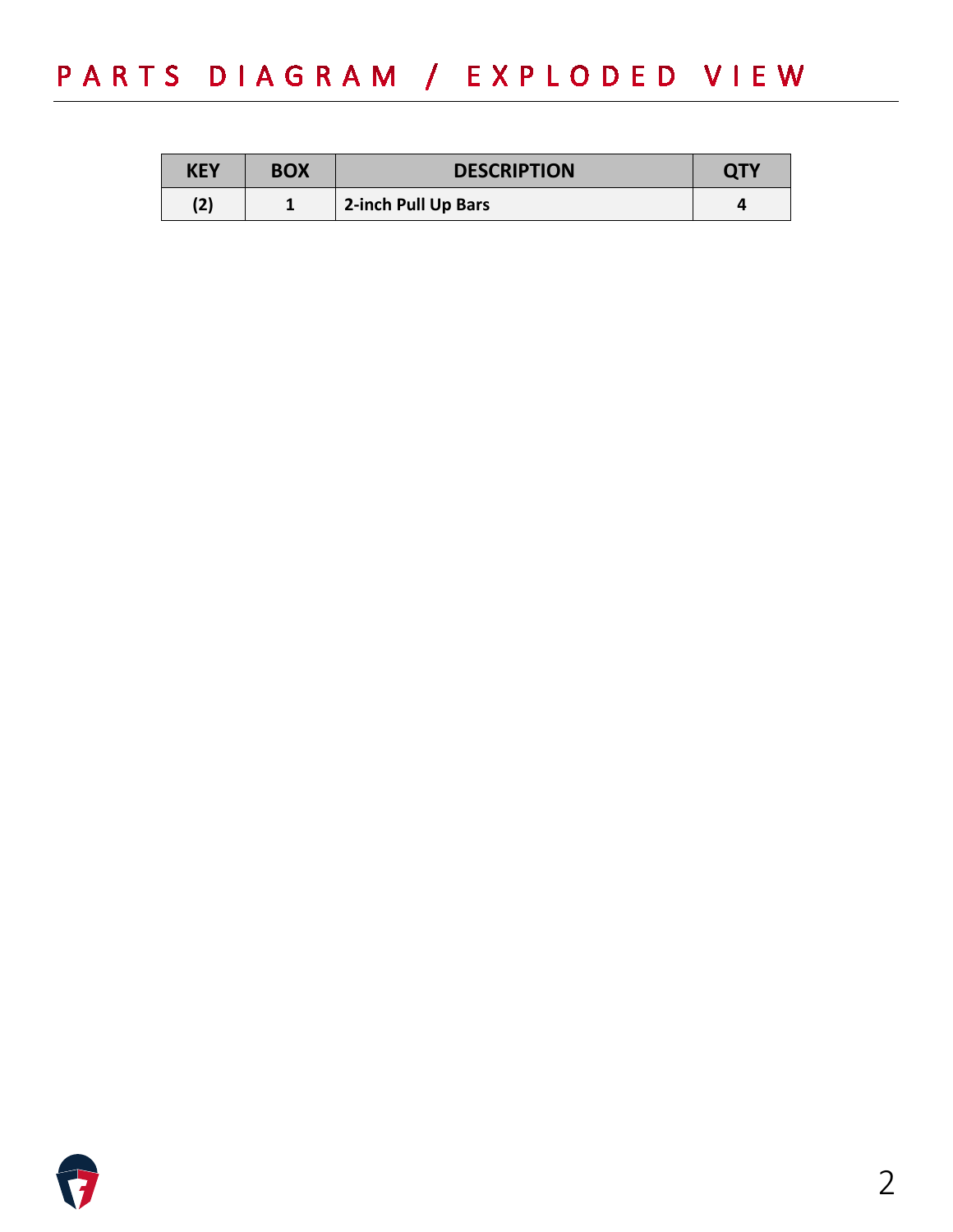# PARTS DIAGRAM / EXPLODED VIEW

| KEY | BOX | DESCRIPTION | QTY |
| --- | --- | --- | --- |
| (2) | 1 | 2-inch Pull Up Bars | 4 |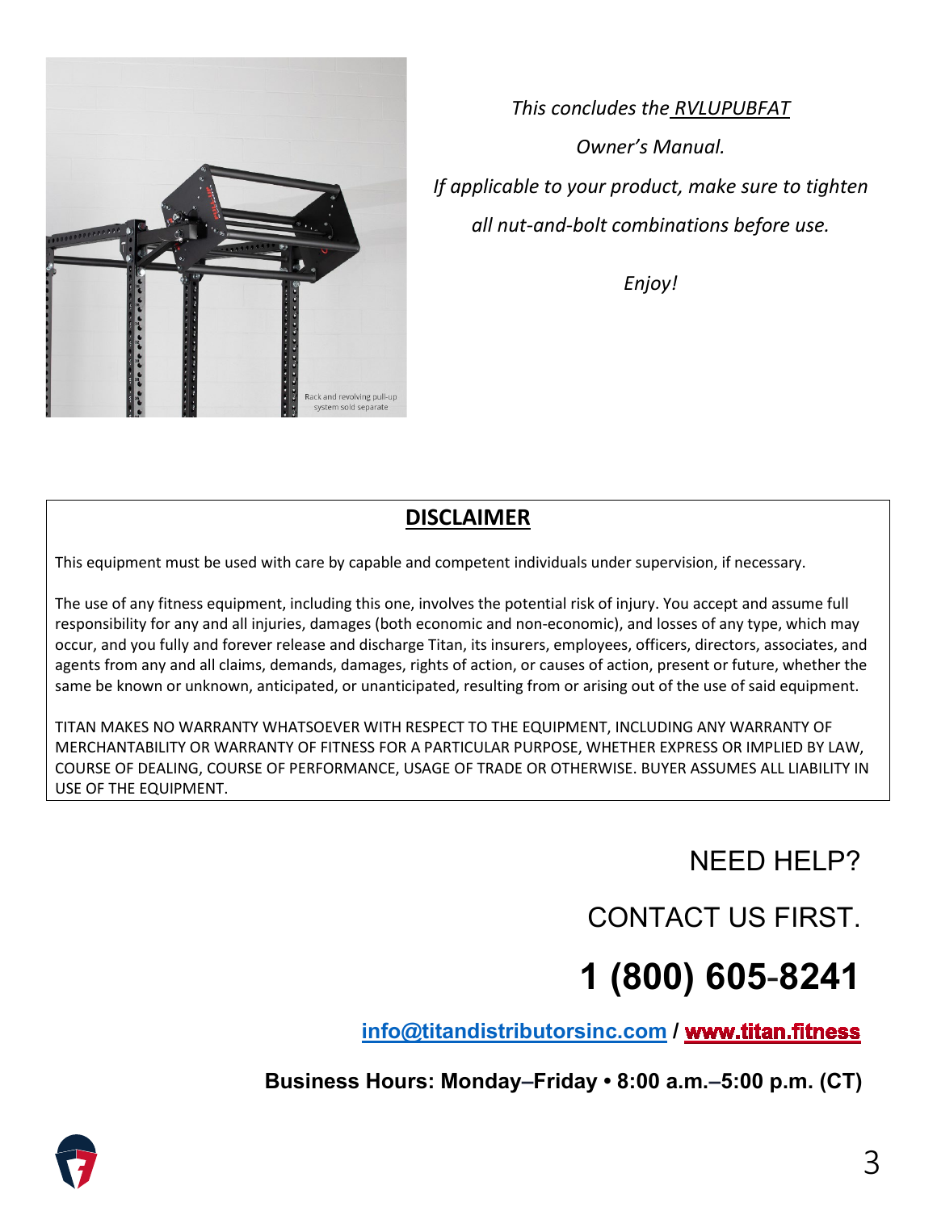*This concludes the RVLUPUBFAT*

*Owner's Manual.*

*If applicable to your product, make sure to tighten*

*all nut-and-bolt combinations before use.*

*Enjoy!*

## DISCLAIMER

This equipment must be used with care by capable and competent individuals under supervision, if necessary.

The use of any fitness equipment, including this one, involves the potential risk of injury. You accept and assume full responsibility for any and all injuries, damages (both economic and non-economic), and losses of any type, which may occur, and you fully and forever release and discharge Titan, its insurers, employees, officers, directors, associates, and agents from any and all claims, demands, damages, rights of action, or causes of action, present or future, whether the same be known or unknown, anticipated, or unanticipated, resulting from or arising out of the use of said equipment.

TITAN MAKES NO WARRANTY WHATSOEVER WITH RESPECT TO THE EQUIPMENT, INCLUDING ANY WARRANTY OF MERCHANTABILITY OR WARRANTY OF FITNESS FOR A PARTICULAR PURPOSE, WHETHER EXPRESS OR IMPLIED BY LAW, COURSE OF DEALING, COURSE OF PERFORMANCE, USAGE OF TRADE OR OTHERWISE. BUYER ASSUMES ALL LIABILITY IN USE OF THE EQUIPMENT.

NEED HELP?

CONTACT US FIRST.

**1 (800) 605-8241**

**info@titandistributorsinc.com / www.titan.fitness**

**Business Hours: Monday–Friday • 8:00 a.m.–5:00 p.m. (CT)**